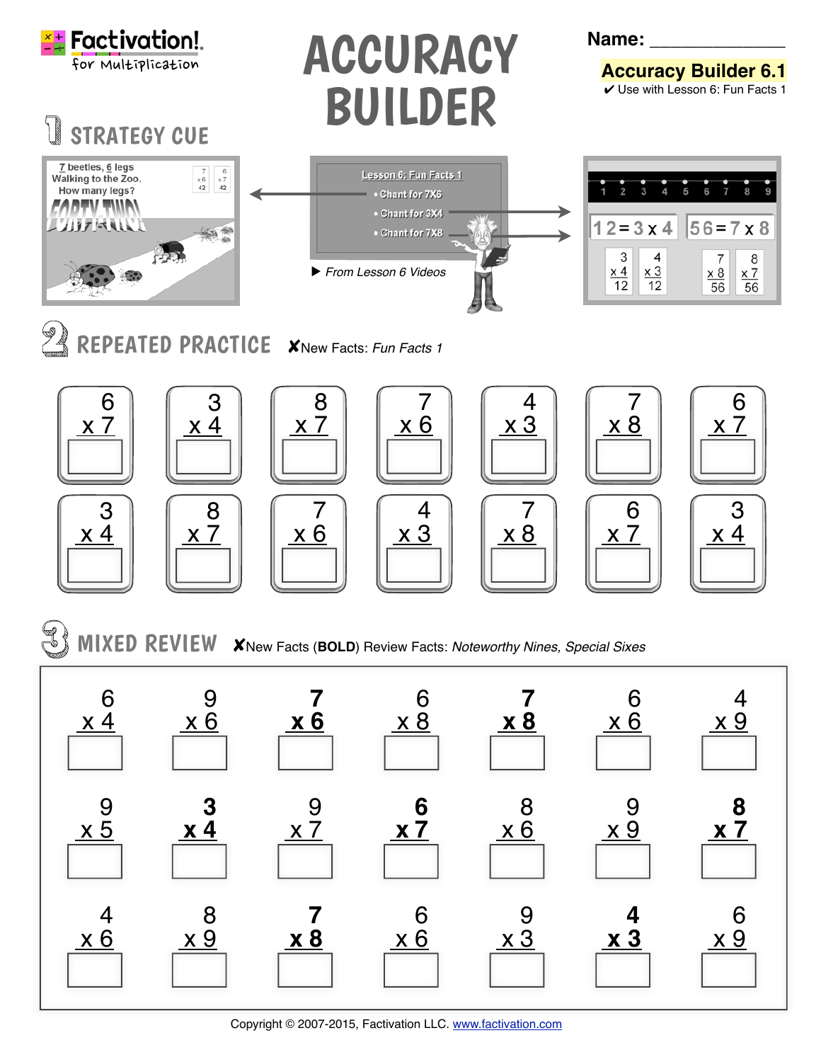Factivation! for Multiplication

# ACCURACY BUILDER

Name: _______________

**Accuracy Builder 6.1**

✔ Use with Lesson 6: Fun Facts 1

## 1 STRATEGY CUE

7 beetles, 6 legs
Walking to the Zoo.
How many legs?
FORTY-TWO!

Lesson 6: Fun Facts 1
- Chant for 7X6
- Chant for 3X4
- Chant for 7X8

▶ *From Lesson 6 Videos*

1 2 3 4 5 6 7 8 9

12 = 3 x 4 &nbsp;&nbsp; 56 = 7 x 8

## 2 REPEATED PRACTICE

✘New Facts: *Fun Facts 1*

| | | | | | | |
|---|---|---|---|---|---|---|
| 6 x 7 | 3 x 4 | 8 x 7 | 7 x 6 | 4 x 3 | 7 x 8 | 6 x 7 |
| 3 x 4 | 8 x 7 | 7 x 6 | 4 x 3 | 7 x 8 | 6 x 7 | 3 x 4 |

## 3 MIXED REVIEW

✘New Facts (**BOLD**) Review Facts: *Noteworthy Nines, Special Sixes*

| | | | | | | |
|---|---|---|---|---|---|---|
| 6 x 4 | 9 x 6 | **7 x 6** | 6 x 8 | **7 x 8** | 6 x 6 | 4 x 9 |
| 9 x 5 | **3 x 4** | 9 x 7 | **6 x 7** | 8 x 6 | 9 x 9 | **8 x 7** |
| 4 x 6 | 8 x 9 | **7 x 8** | 6 x 6 | 9 x 3 | **4 x 3** | 6 x 9 |

Copyright © 2007-2015, Factivation LLC. www.factivation.com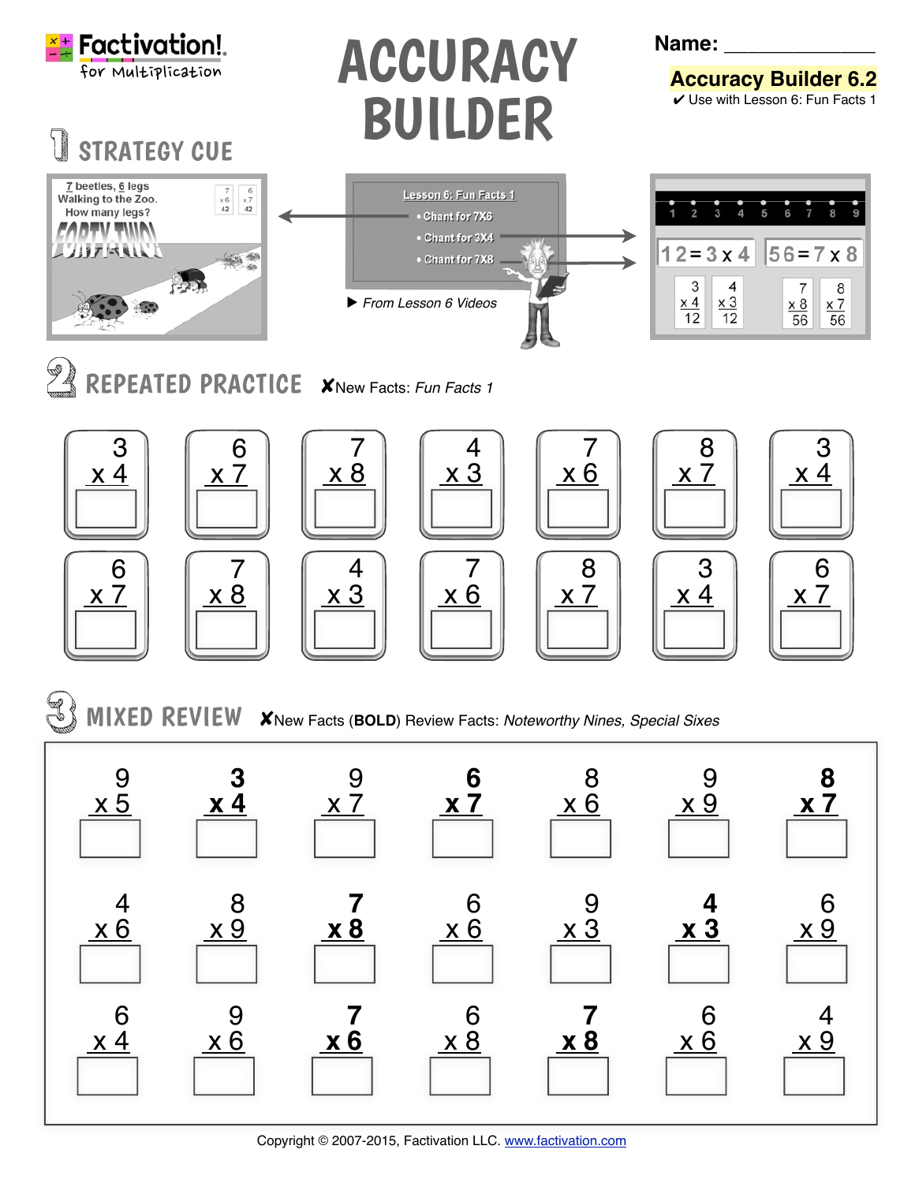Factivation! for Multiplication

# ACCURACY BUILDER

Name: ______________

**Accuracy Builder 6.2**

✔ Use with Lesson 6: Fun Facts 1

## 1 STRATEGY CUE

7 beetles, 6 legs
Walking to the Zoo.
How many legs?
FORTY-TWO!

7 x 6 = 42
6 x 7 = 42

Lesson 6: Fun Facts 1
- Chant for 7X6
- Chant for 3X4
- Chant for 7X8

▶ *From Lesson 6 Videos*

1 2 3 4 5 6 7 8 9

12 = 3 x 4    56 = 7 x 8

3 x 4 = 12    4 x 3 = 12    7 x 8 = 56    8 x 7 = 56

## 2 REPEATED PRACTICE

✘New Facts: *Fun Facts 1*

| | | | | | | |
|---|---|---|---|---|---|---|
| 3 x 4 = ____ | 6 x 7 = ____ | 7 x 8 = ____ | 4 x 3 = ____ | 7 x 6 = ____ | 8 x 7 = ____ | 3 x 4 = ____ |
| 6 x 7 = ____ | 7 x 8 = ____ | 4 x 3 = ____ | 7 x 6 = ____ | 8 x 7 = ____ | 3 x 4 = ____ | 6 x 7 = ____ |

## 3 MIXED REVIEW

✘New Facts (**BOLD**) Review Facts: *Noteworthy Nines, Special Sixes*

| | | | | | | |
|---|---|---|---|---|---|---|
| 9 x 5 = ____ | **3 x 4** = ____ | 9 x 7 = ____ | **6 x 7** = ____ | 8 x 6 = ____ | 9 x 9 = ____ | **8 x 7** = ____ |
| 4 x 6 = ____ | 8 x 9 = ____ | **7 x 8** = ____ | 6 x 6 = ____ | 9 x 3 = ____ | **4 x 3** = ____ | 6 x 9 = ____ |
| 6 x 4 = ____ | 9 x 6 = ____ | **7 x 6** = ____ | 6 x 8 = ____ | **7 x 8** = ____ | 6 x 6 = ____ | 4 x 9 = ____ |

Copyright © 2007-2015, Factivation LLC. www.factivation.com